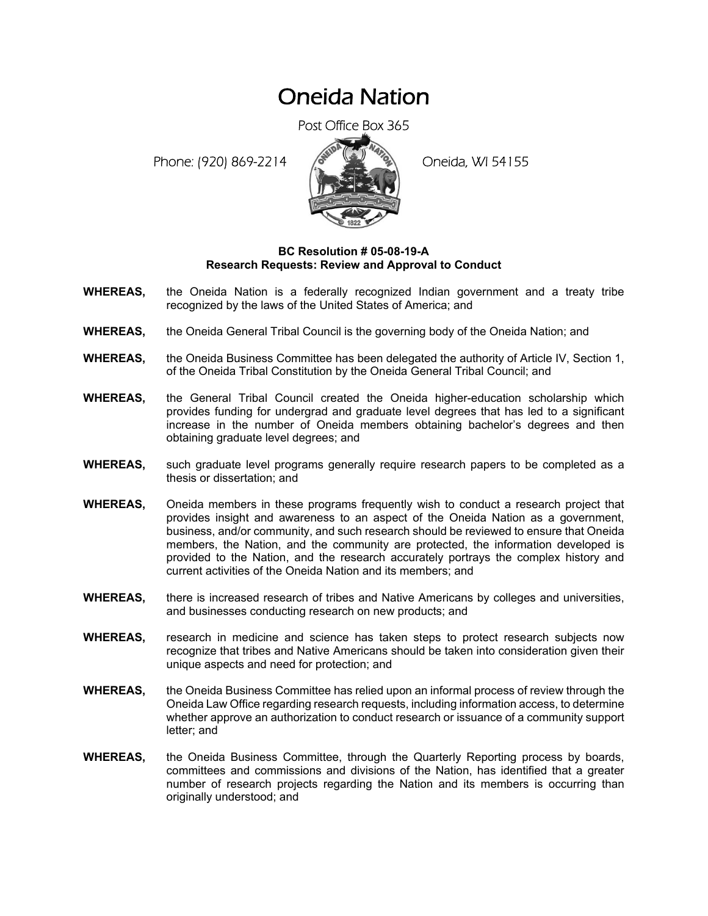# Oneida Nation

Post Office Box 365

Phone: (920) 869-2214 Oneida, WI 54155

**BC Resolution # 05-08-19-A**
**Research Requests: Review and Approval to Conduct**

**WHEREAS,** the Oneida Nation is a federally recognized Indian government and a treaty tribe recognized by the laws of the United States of America; and

**WHEREAS,** the Oneida General Tribal Council is the governing body of the Oneida Nation; and

**WHEREAS,** the Oneida Business Committee has been delegated the authority of Article IV, Section 1, of the Oneida Tribal Constitution by the Oneida General Tribal Council; and

**WHEREAS,** the General Tribal Council created the Oneida higher-education scholarship which provides funding for undergrad and graduate level degrees that has led to a significant increase in the number of Oneida members obtaining bachelor's degrees and then obtaining graduate level degrees; and

**WHEREAS,** such graduate level programs generally require research papers to be completed as a thesis or dissertation; and

**WHEREAS,** Oneida members in these programs frequently wish to conduct a research project that provides insight and awareness to an aspect of the Oneida Nation as a government, business, and/or community, and such research should be reviewed to ensure that Oneida members, the Nation, and the community are protected, the information developed is provided to the Nation, and the research accurately portrays the complex history and current activities of the Oneida Nation and its members; and

**WHEREAS,** there is increased research of tribes and Native Americans by colleges and universities, and businesses conducting research on new products; and

**WHEREAS,** research in medicine and science has taken steps to protect research subjects now recognize that tribes and Native Americans should be taken into consideration given their unique aspects and need for protection; and

**WHEREAS,** the Oneida Business Committee has relied upon an informal process of review through the Oneida Law Office regarding research requests, including information access, to determine whether approve an authorization to conduct research or issuance of a community support letter; and

**WHEREAS,** the Oneida Business Committee, through the Quarterly Reporting process by boards, committees and commissions and divisions of the Nation, has identified that a greater number of research projects regarding the Nation and its members is occurring than originally understood; and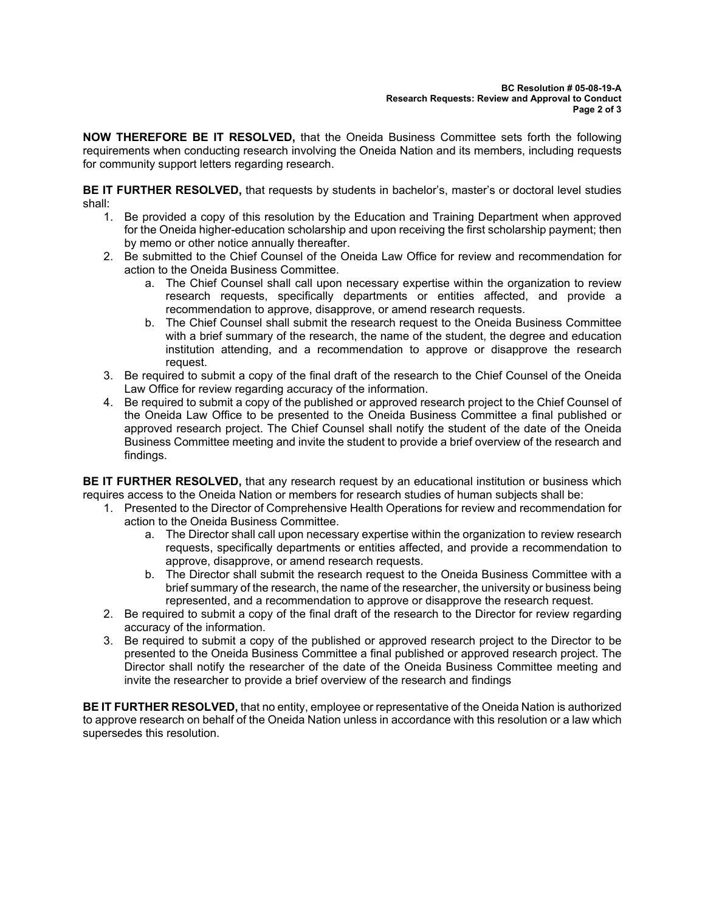**NOW THEREFORE BE IT RESOLVED,** that the Oneida Business Committee sets forth the following requirements when conducting research involving the Oneida Nation and its members, including requests for community support letters regarding research.

**BE IT FURTHER RESOLVED,** that requests by students in bachelor's, master's or doctoral level studies shall:

1. Be provided a copy of this resolution by the Education and Training Department when approved for the Oneida higher-education scholarship and upon receiving the first scholarship payment; then by memo or other notice annually thereafter.
2. Be submitted to the Chief Counsel of the Oneida Law Office for review and recommendation for action to the Oneida Business Committee.
   a. The Chief Counsel shall call upon necessary expertise within the organization to review research requests, specifically departments or entities affected, and provide a recommendation to approve, disapprove, or amend research requests.
   b. The Chief Counsel shall submit the research request to the Oneida Business Committee with a brief summary of the research, the name of the student, the degree and education institution attending, and a recommendation to approve or disapprove the research request.
3. Be required to submit a copy of the final draft of the research to the Chief Counsel of the Oneida Law Office for review regarding accuracy of the information.
4. Be required to submit a copy of the published or approved research project to the Chief Counsel of the Oneida Law Office to be presented to the Oneida Business Committee a final published or approved research project. The Chief Counsel shall notify the student of the date of the Oneida Business Committee meeting and invite the student to provide a brief overview of the research and findings.

**BE IT FURTHER RESOLVED,** that any research request by an educational institution or business which requires access to the Oneida Nation or members for research studies of human subjects shall be:

1. Presented to the Director of Comprehensive Health Operations for review and recommendation for action to the Oneida Business Committee.
   a. The Director shall call upon necessary expertise within the organization to review research requests, specifically departments or entities affected, and provide a recommendation to approve, disapprove, or amend research requests.
   b. The Director shall submit the research request to the Oneida Business Committee with a brief summary of the research, the name of the researcher, the university or business being represented, and a recommendation to approve or disapprove the research request.
2. Be required to submit a copy of the final draft of the research to the Director for review regarding accuracy of the information.
3. Be required to submit a copy of the published or approved research project to the Director to be presented to the Oneida Business Committee a final published or approved research project. The Director shall notify the researcher of the date of the Oneida Business Committee meeting and invite the researcher to provide a brief overview of the research and findings

**BE IT FURTHER RESOLVED,** that no entity, employee or representative of the Oneida Nation is authorized to approve research on behalf of the Oneida Nation unless in accordance with this resolution or a law which supersedes this resolution.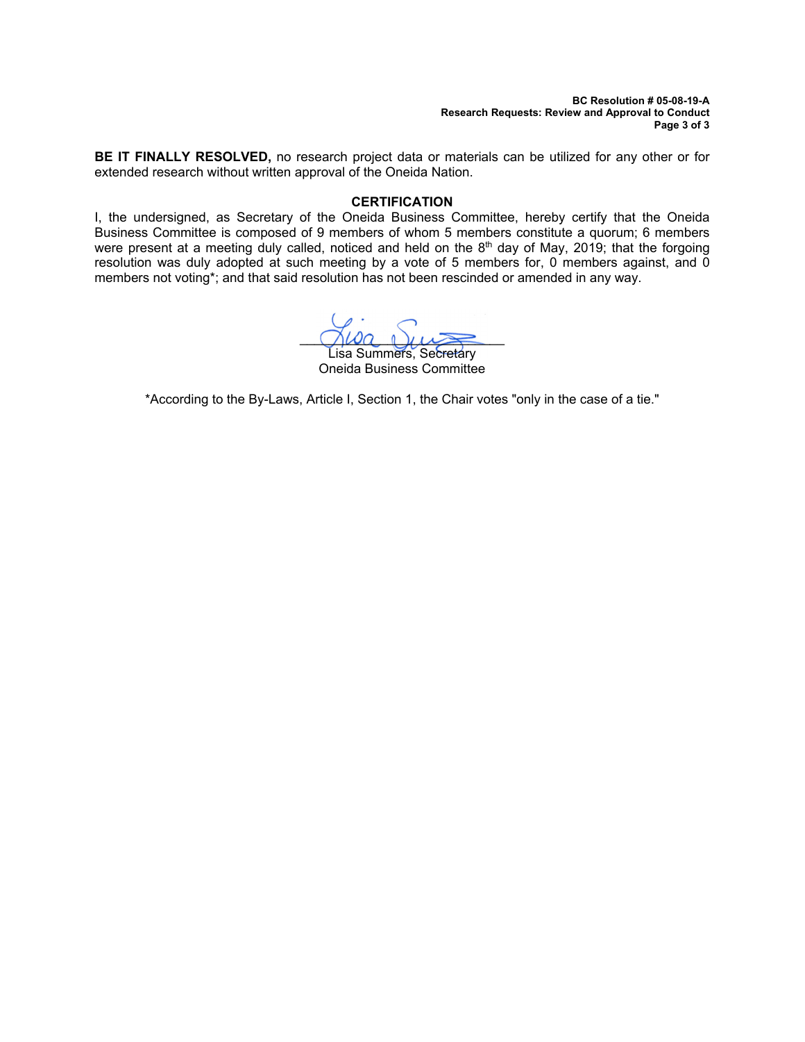**BE IT FINALLY RESOLVED,** no research project data or materials can be utilized for any other or for extended research without written approval of the Oneida Nation.

**CERTIFICATION**

I, the undersigned, as Secretary of the Oneida Business Committee, hereby certify that the Oneida Business Committee is composed of 9 members of whom 5 members constitute a quorum; 6 members were present at a meeting duly called, noticed and held on the 8th day of May, 2019; that the forgoing resolution was duly adopted at such meeting by a vote of 5 members for, 0 members against, and 0 members not voting*; and that said resolution has not been rescinded or amended in any way.

Lisa Summers, Secretary
Oneida Business Committee

*According to the By-Laws, Article I, Section 1, the Chair votes "only in the case of a tie."